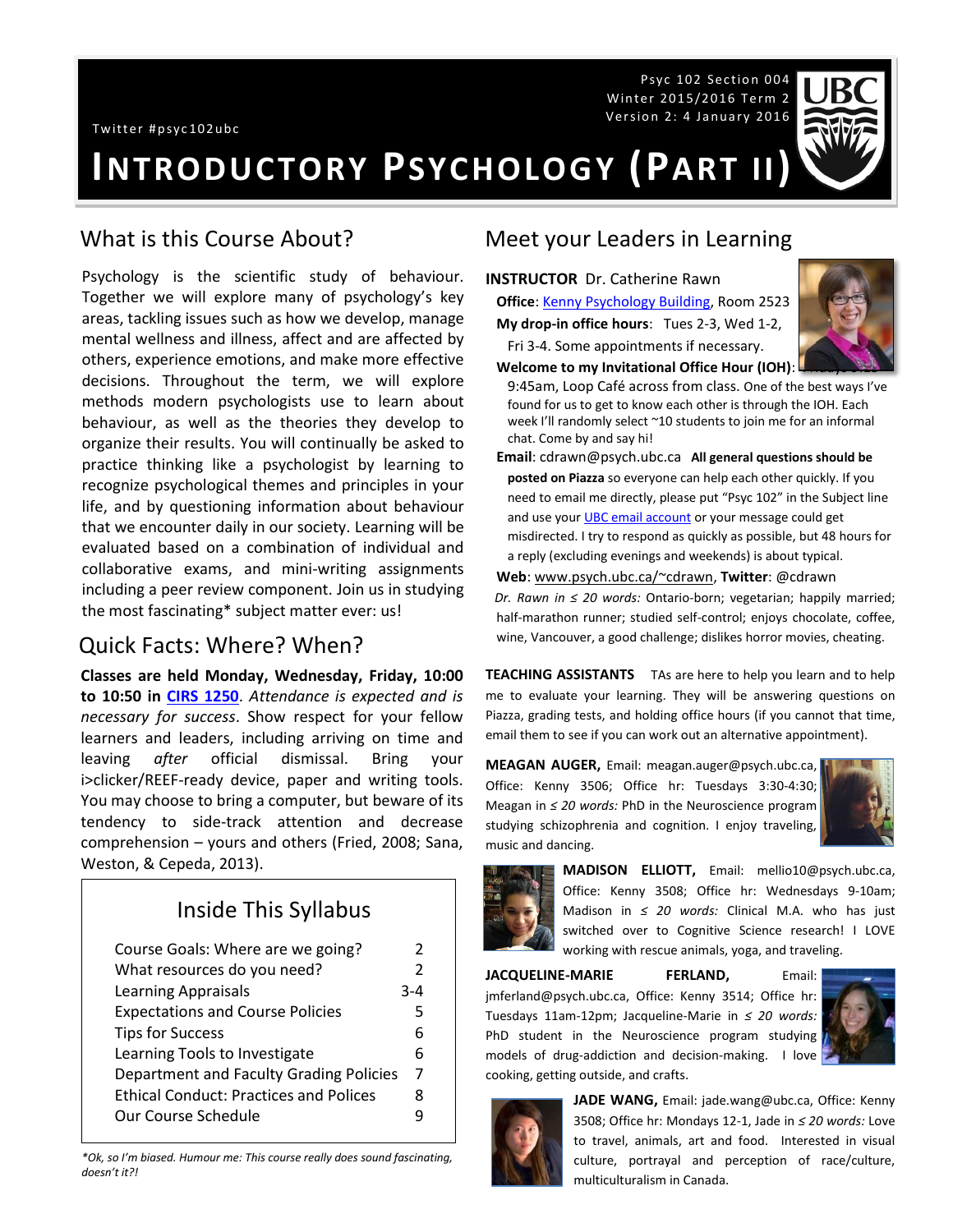Psyc 102 Section 004
Winter 2015/2016 Term 2
Version 2: 4 January 2016

Twitter #psyc102ubc

# INTRODUCTORY PSYCHOLOGY (PART II)

## What is this Course About?

Psychology is the scientific study of behaviour. Together we will explore many of psychology's key areas, tackling issues such as how we develop, manage mental wellness and illness, affect and are affected by others, experience emotions, and make more effective decisions. Throughout the term, we will explore methods modern psychologists use to learn about behaviour, as well as the theories they develop to organize their results. You will continually be asked to practice thinking like a psychologist by learning to recognize psychological themes and principles in your life, and by questioning information about behaviour that we encounter daily in our society. Learning will be evaluated based on a combination of individual and collaborative exams, and mini-writing assignments including a peer review component. Join us in studying the most fascinating* subject matter ever: us!

## Quick Facts: Where? When?

**Classes are held Monday, Wednesday, Friday, 10:00 to 10:50 in CIRS 1250**. *Attendance is expected and is necessary for success*. Show respect for your fellow learners and leaders, including arriving on time and leaving *after* official dismissal. Bring your i>clicker/REEF-ready device, paper and writing tools. You may choose to bring a computer, but beware of its tendency to side-track attention and decrease comprehension – yours and others (Fried, 2008; Sana, Weston, & Cepeda, 2013).

### Inside This Syllabus

| | |
|---|---|
| Course Goals: Where are we going? | 2 |
| What resources do you need? | 2 |
| Learning Appraisals | 3-4 |
| Expectations and Course Policies | 5 |
| Tips for Success | 6 |
| Learning Tools to Investigate | 6 |
| Department and Faculty Grading Policies | 7 |
| Ethical Conduct: Practices and Polices | 8 |
| Our Course Schedule | 9 |

*\*Ok, so I'm biased. Humour me: This course really does sound fascinating, doesn't it?!*

## Meet your Leaders in Learning

**INSTRUCTOR** Dr. Catherine Rawn

**Office**: Kenny Psychology Building, Room 2523

**My drop-in office hours**: Tues 2-3, Wed 1-2, Fri 3-4. Some appointments if necessary.

**Welcome to my Invitational Office Hour (IOH)**: Fridays 9:15-9:45am, Loop Café across from class. One of the best ways I've found for us to get to know each other is through the IOH. Each week I'll randomly select ~10 students to join me for an informal chat. Come by and say hi!

**Email**: cdrawn@psych.ubc.ca **All general questions should be posted on Piazza** so everyone can help each other quickly. If you need to email me directly, please put "Psyc 102" in the Subject line and use your UBC email account or your message could get misdirected. I try to respond as quickly as possible, but 48 hours for a reply (excluding evenings and weekends) is about typical.

**Web**: www.psych.ubc.ca/~cdrawn, **Twitter**: @cdrawn

*Dr. Rawn in ≤ 20 words:* Ontario-born; vegetarian; happily married; half-marathon runner; studied self-control; enjoys chocolate, coffee, wine, Vancouver, a good challenge; dislikes horror movies, cheating.

**TEACHING ASSISTANTS** TAs are here to help you learn and to help me to evaluate your learning. They will be answering questions on Piazza, grading tests, and holding office hours (if you cannot that time, email them to see if you can work out an alternative appointment).

**MEAGAN AUGER,** Email: meagan.auger@psych.ubc.ca, Office: Kenny 3506; Office hr: Tuesdays 3:30-4:30; Meagan in *≤ 20 words:* PhD in the Neuroscience program studying schizophrenia and cognition. I enjoy traveling, music and dancing.

**MADISON ELLIOTT,** Email: mellio10@psych.ubc.ca, Office: Kenny 3508; Office hr: Wednesdays 9-10am; Madison in *≤ 20 words:* Clinical M.A. who has just switched over to Cognitive Science research! I LOVE working with rescue animals, yoga, and traveling.

**JACQUELINE-MARIE FERLAND,** Email: jmferland@psych.ubc.ca, Office: Kenny 3514; Office hr: Tuesdays 11am-12pm; Jacqueline-Marie in *≤ 20 words:* PhD student in the Neuroscience program studying models of drug-addiction and decision-making. I love cooking, getting outside, and crafts.

**JADE WANG,** Email: jade.wang@ubc.ca, Office: Kenny 3508; Office hr: Mondays 12-1, Jade in *≤ 20 words:* Love to travel, animals, art and food. Interested in visual culture, portrayal and perception of race/culture, multiculturalism in Canada.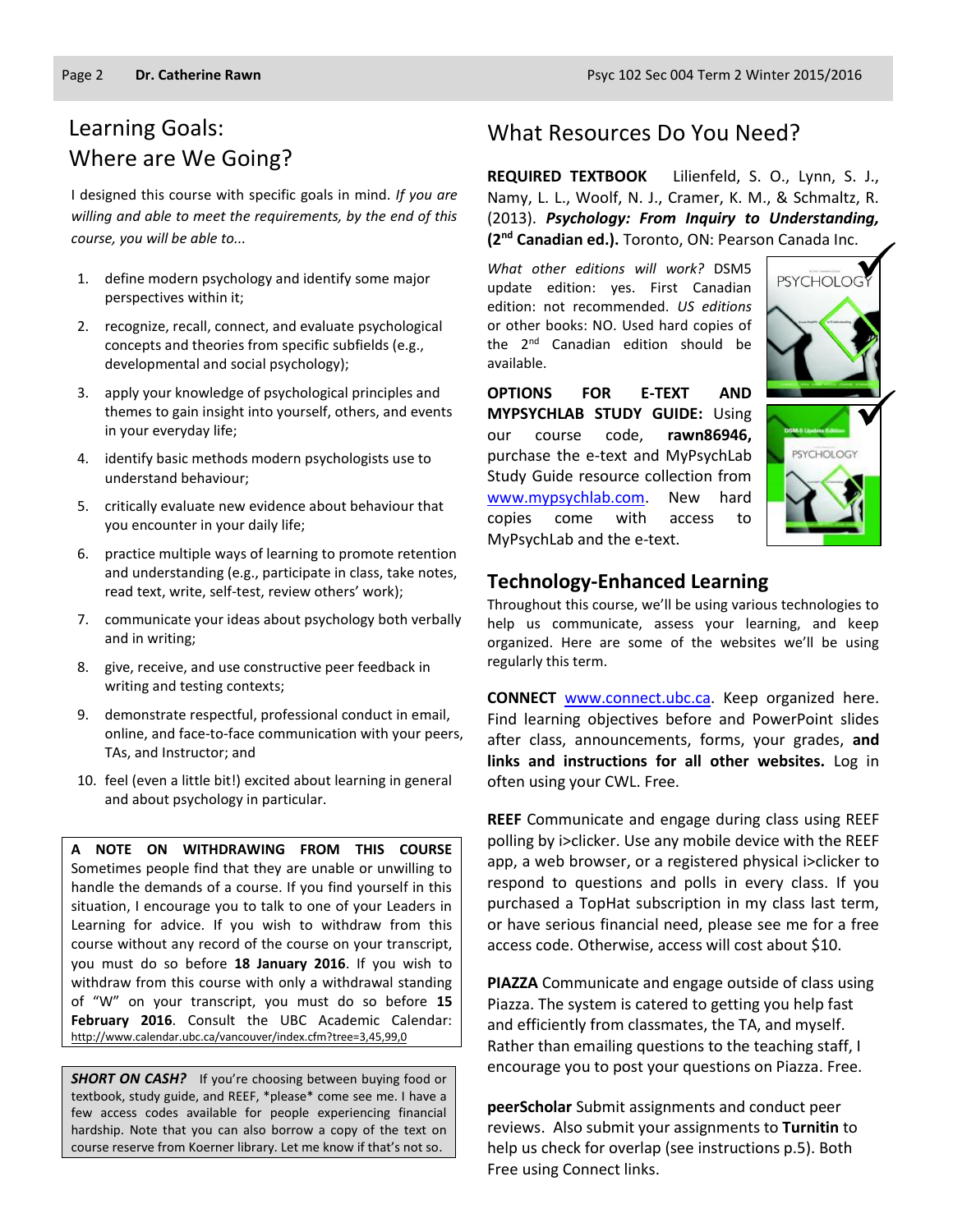## Learning Goals: Where are We Going?

I designed this course with specific goals in mind. *If you are willing and able to meet the requirements, by the end of this course, you will be able to...*

1. define modern psychology and identify some major perspectives within it;
2. recognize, recall, connect, and evaluate psychological concepts and theories from specific subfields (e.g., developmental and social psychology);
3. apply your knowledge of psychological principles and themes to gain insight into yourself, others, and events in your everyday life;
4. identify basic methods modern psychologists use to understand behaviour;
5. critically evaluate new evidence about behaviour that you encounter in your daily life;
6. practice multiple ways of learning to promote retention and understanding (e.g., participate in class, take notes, read text, write, self-test, review others' work);
7. communicate your ideas about psychology both verbally and in writing;
8. give, receive, and use constructive peer feedback in writing and testing contexts;
9. demonstrate respectful, professional conduct in email, online, and face-to-face communication with your peers, TAs, and Instructor; and
10. feel (even a little bit!) excited about learning in general and about psychology in particular.

**A NOTE ON WITHDRAWING FROM THIS COURSE** Sometimes people find that they are unable or unwilling to handle the demands of a course. If you find yourself in this situation, I encourage you to talk to one of your Leaders in Learning for advice. If you wish to withdraw from this course without any record of the course on your transcript, you must do so before **18 January 2016**. If you wish to withdraw from this course with only a withdrawal standing of "W" on your transcript, you must do so before **15 February 2016**. Consult the UBC Academic Calendar: http://www.calendar.ubc.ca/vancouver/index.cfm?tree=3,45,99,0

***SHORT ON CASH?*** If you're choosing between buying food or textbook, study guide, and REEF, *please* come see me. I have a few access codes available for people experiencing financial hardship. Note that you can also borrow a copy of the text on course reserve from Koerner library. Let me know if that's not so.

## What Resources Do You Need?

**REQUIRED TEXTBOOK** Lilienfeld, S. O., Lynn, S. J., Namy, L. L., Woolf, N. J., Cramer, K. M., & Schmaltz, R. (2013). ***Psychology: From Inquiry to Understanding,* (2nd Canadian ed.).** Toronto, ON: Pearson Canada Inc.

*What other editions will work?* DSM5 update edition: yes. First Canadian edition: not recommended. *US editions* or other books: NO. Used hard copies of the 2nd Canadian edition should be available.

**OPTIONS FOR E-TEXT AND MYPSYCHLAB STUDY GUIDE:** Using our course code, **rawn86946,** purchase the e-text and MyPsychLab Study Guide resource collection from www.mypsychlab.com. New hard copies come with access to MyPsychLab and the e-text.

### Technology-Enhanced Learning

Throughout this course, we'll be using various technologies to help us communicate, assess your learning, and keep organized. Here are some of the websites we'll be using regularly this term.

**CONNECT** www.connect.ubc.ca. Keep organized here. Find learning objectives before and PowerPoint slides after class, announcements, forms, your grades, **and links and instructions for all other websites.** Log in often using your CWL. Free.

**REEF** Communicate and engage during class using REEF polling by i>clicker. Use any mobile device with the REEF app, a web browser, or a registered physical i>clicker to respond to questions and polls in every class. If you purchased a TopHat subscription in my class last term, or have serious financial need, please see me for a free access code. Otherwise, access will cost about $10.

**PIAZZA** Communicate and engage outside of class using Piazza. The system is catered to getting you help fast and efficiently from classmates, the TA, and myself. Rather than emailing questions to the teaching staff, I encourage you to post your questions on Piazza. Free.

**peerScholar** Submit assignments and conduct peer reviews. Also submit your assignments to **Turnitin** to help us check for overlap (see instructions p.5). Both Free using Connect links.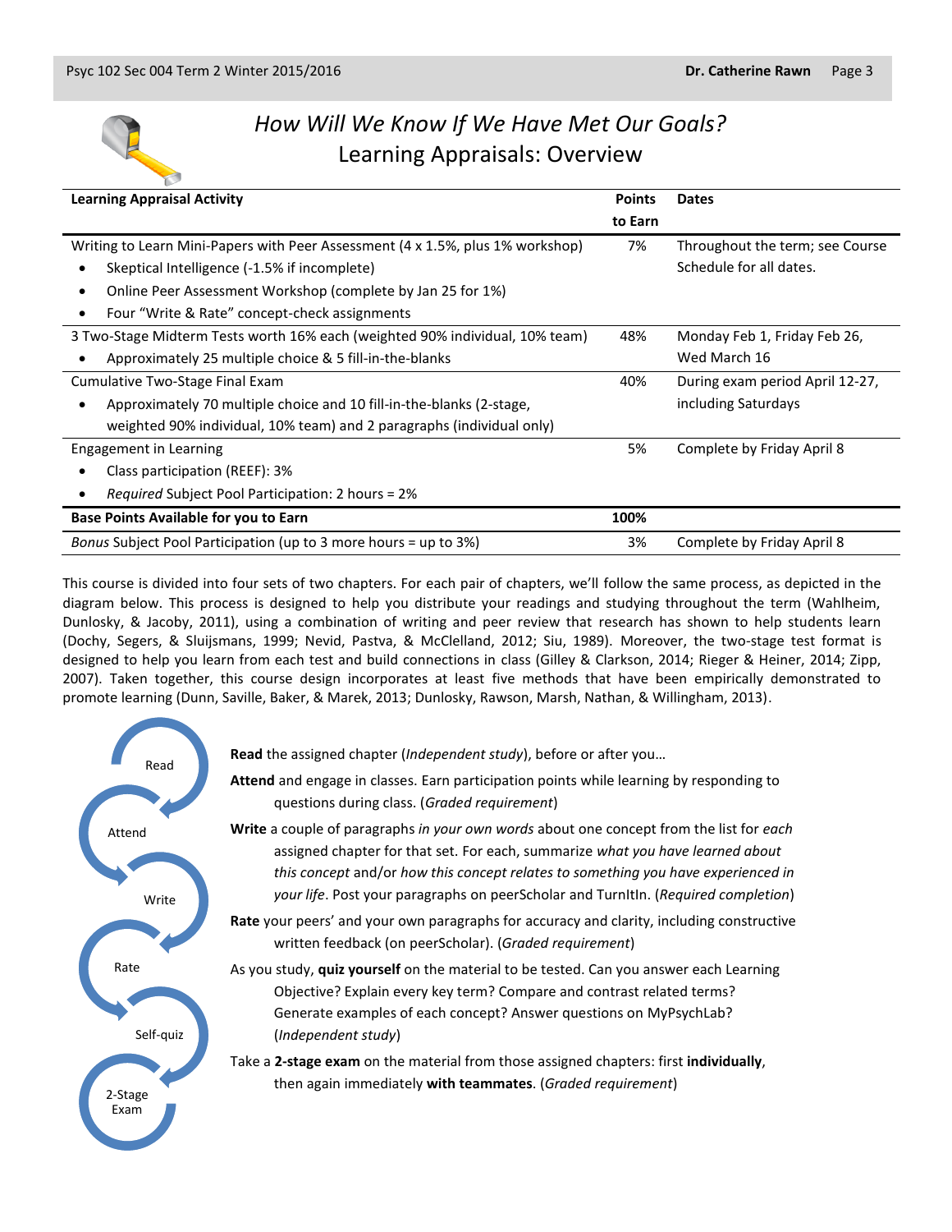# *How Will We Know If We Have Met Our Goals?*

## Learning Appraisals: Overview

| Learning Appraisal Activity | Points to Earn | Dates |
|---|---|---|
| Writing to Learn Mini-Papers with Peer Assessment (4 x 1.5%, plus 1% workshop)<br>• Skeptical Intelligence (-1.5% if incomplete)<br>• Online Peer Assessment Workshop (complete by Jan 25 for 1%)<br>• Four "Write & Rate" concept-check assignments | 7% | Throughout the term; see Course Schedule for all dates. |
| 3 Two-Stage Midterm Tests worth 16% each (weighted 90% individual, 10% team)<br>• Approximately 25 multiple choice & 5 fill-in-the-blanks | 48% | Monday Feb 1, Friday Feb 26, Wed March 16 |
| Cumulative Two-Stage Final Exam<br>• Approximately 70 multiple choice and 10 fill-in-the-blanks (2-stage, weighted 90% individual, 10% team) and 2 paragraphs (individual only) | 40% | During exam period April 12-27, including Saturdays |
| Engagement in Learning<br>• Class participation (REEF): 3%<br>• *Required* Subject Pool Participation: 2 hours = 2% | 5% | Complete by Friday April 8 |
| **Base Points Available for you to Earn** | **100%** | |
| *Bonus* Subject Pool Participation (up to 3 more hours = up to 3%) | 3% | Complete by Friday April 8 |

This course is divided into four sets of two chapters. For each pair of chapters, we'll follow the same process, as depicted in the diagram below. This process is designed to help you distribute your readings and studying throughout the term (Wahlheim, Dunlosky, & Jacoby, 2011), using a combination of writing and peer review that research has shown to help students learn (Dochy, Segers, & Sluijsmans, 1999; Nevid, Pastva, & McClelland, 2012; Siu, 1989). Moreover, the two-stage test format is designed to help you learn from each test and build connections in class (Gilley & Clarkson, 2014; Rieger & Heiner, 2014; Zipp, 2007). Taken together, this course design incorporates at least five methods that have been empirically demonstrated to promote learning (Dunn, Saville, Baker, & Marek, 2013; Dunlosky, Rawson, Marsh, Nathan, & Willingham, 2013).

Read → Attend → Write → Rate → Self-quiz → 2-Stage Exam

**Read** the assigned chapter (*Independent study*), before or after you…

**Attend** and engage in classes. Earn participation points while learning by responding to questions during class. (*Graded requirement*)

**Write** a couple of paragraphs *in your own words* about one concept from the list for *each* assigned chapter for that set. For each, summarize *what you have learned about this concept* and/or *how this concept relates to something you have experienced in your life*. Post your paragraphs on peerScholar and TurnItIn. (*Required completion*)

**Rate** your peers' and your own paragraphs for accuracy and clarity, including constructive written feedback (on peerScholar). (*Graded requirement*)

As you study, **quiz yourself** on the material to be tested. Can you answer each Learning Objective? Explain every key term? Compare and contrast related terms? Generate examples of each concept? Answer questions on MyPsychLab? (*Independent study*)

Take a **2-stage exam** on the material from those assigned chapters: first **individually**, then again immediately **with teammates**. (*Graded requirement*)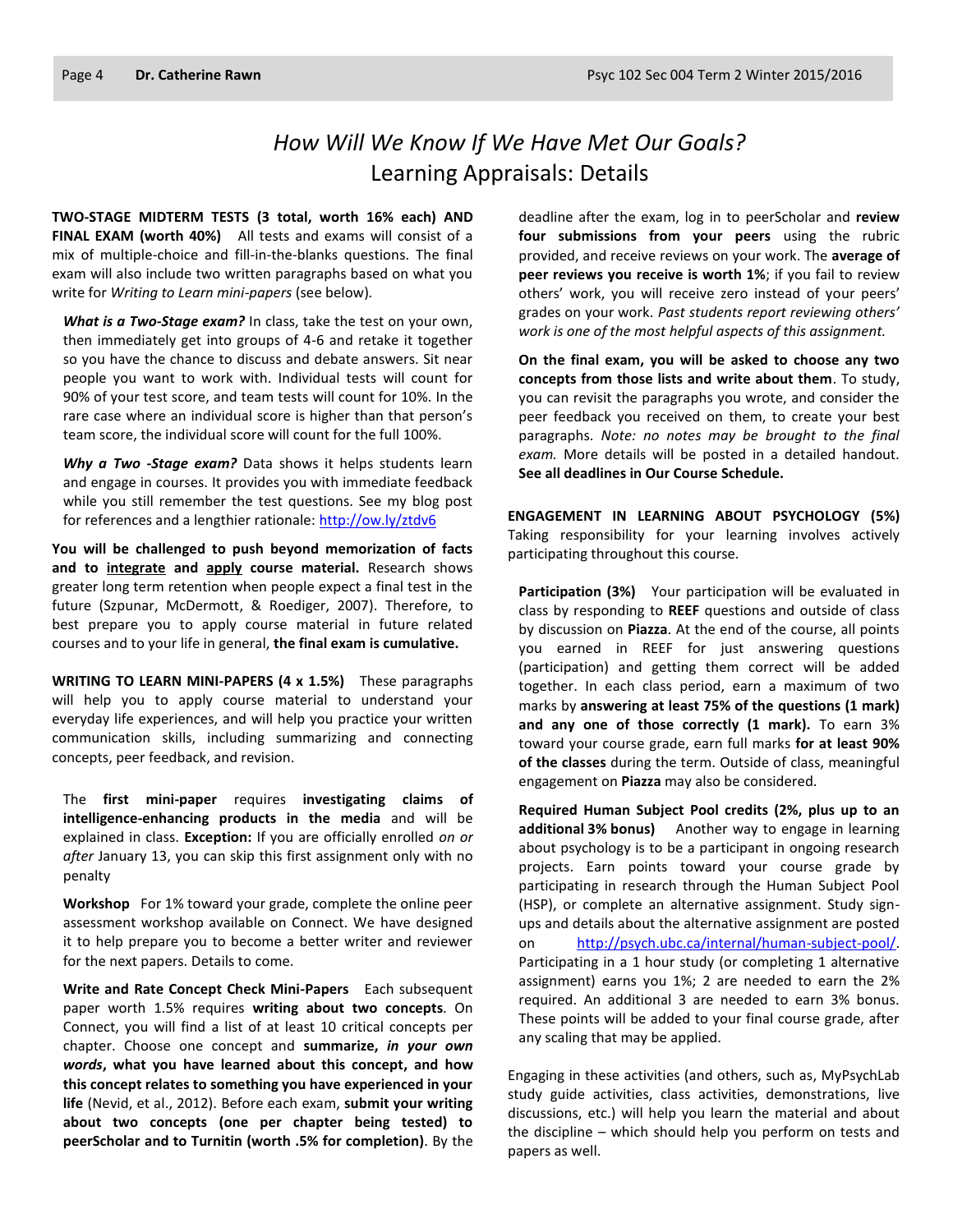# *How Will We Know If We Have Met Our Goals?*
## Learning Appraisals: Details

**TWO-STAGE MIDTERM TESTS (3 total, worth 16% each) AND FINAL EXAM (worth 40%)** All tests and exams will consist of a mix of multiple-choice and fill-in-the-blanks questions. The final exam will also include two written paragraphs based on what you write for *Writing to Learn mini-papers* (see below).

***What is a Two-Stage exam?*** In class, take the test on your own, then immediately get into groups of 4-6 and retake it together so you have the chance to discuss and debate answers. Sit near people you want to work with. Individual tests will count for 90% of your test score, and team tests will count for 10%. In the rare case where an individual score is higher than that person's team score, the individual score will count for the full 100%.

***Why a Two -Stage exam?*** Data shows it helps students learn and engage in courses. It provides you with immediate feedback while you still remember the test questions. See my blog post for references and a lengthier rationale: http://ow.ly/ztdv6

**You will be challenged to push beyond memorization of facts and to integrate and apply course material.** Research shows greater long term retention when people expect a final test in the future (Szpunar, McDermott, & Roediger, 2007). Therefore, to best prepare you to apply course material in future related courses and to your life in general, **the final exam is cumulative.**

**WRITING TO LEARN MINI-PAPERS (4 x 1.5%)** These paragraphs will help you to apply course material to understand your everyday life experiences, and will help you practice your written communication skills, including summarizing and connecting concepts, peer feedback, and revision.

The **first mini-paper** requires **investigating claims of intelligence-enhancing products in the media** and will be explained in class. **Exception:** If you are officially enrolled *on or after* January 13, you can skip this first assignment only with no penalty

**Workshop** For 1% toward your grade, complete the online peer assessment workshop available on Connect. We have designed it to help prepare you to become a better writer and reviewer for the next papers. Details to come.

**Write and Rate Concept Check Mini-Papers** Each subsequent paper worth 1.5% requires **writing about two concepts**. On Connect, you will find a list of at least 10 critical concepts per chapter. Choose one concept and **summarize, *in your own words*, what you have learned about this concept, and how this concept relates to something you have experienced in your life** (Nevid, et al., 2012). Before each exam, **submit your writing about two concepts (one per chapter being tested) to peerScholar and to Turnitin (worth .5% for completion)**. By the deadline after the exam, log in to peerScholar and **review four submissions from your peers** using the rubric provided, and receive reviews on your work. The **average of peer reviews you receive is worth 1%**; if you fail to review others' work, you will receive zero instead of your peers' grades on your work. *Past students report reviewing others' work is one of the most helpful aspects of this assignment.*

**On the final exam, you will be asked to choose any two concepts from those lists and write about them**. To study, you can revisit the paragraphs you wrote, and consider the peer feedback you received on them, to create your best paragraphs. *Note: no notes may be brought to the final exam.* More details will be posted in a detailed handout. **See all deadlines in Our Course Schedule.**

**ENGAGEMENT IN LEARNING ABOUT PSYCHOLOGY (5%)** Taking responsibility for your learning involves actively participating throughout this course.

**Participation (3%)** Your participation will be evaluated in class by responding to **REEF** questions and outside of class by discussion on **Piazza**. At the end of the course, all points you earned in REEF for just answering questions (participation) and getting them correct will be added together. In each class period, earn a maximum of two marks by **answering at least 75% of the questions (1 mark) and any one of those correctly (1 mark).** To earn 3% toward your course grade, earn full marks **for at least 90% of the classes** during the term. Outside of class, meaningful engagement on **Piazza** may also be considered.

**Required Human Subject Pool credits (2%, plus up to an additional 3% bonus)** Another way to engage in learning about psychology is to be a participant in ongoing research projects. Earn points toward your course grade by participating in research through the Human Subject Pool (HSP), or complete an alternative assignment. Study sign-ups and details about the alternative assignment are posted on http://psych.ubc.ca/internal/human-subject-pool/. Participating in a 1 hour study (or completing 1 alternative assignment) earns you 1%; 2 are needed to earn the 2% required. An additional 3 are needed to earn 3% bonus. These points will be added to your final course grade, after any scaling that may be applied.

Engaging in these activities (and others, such as, MyPsychLab study guide activities, class activities, demonstrations, live discussions, etc.) will help you learn the material and about the discipline – which should help you perform on tests and papers as well.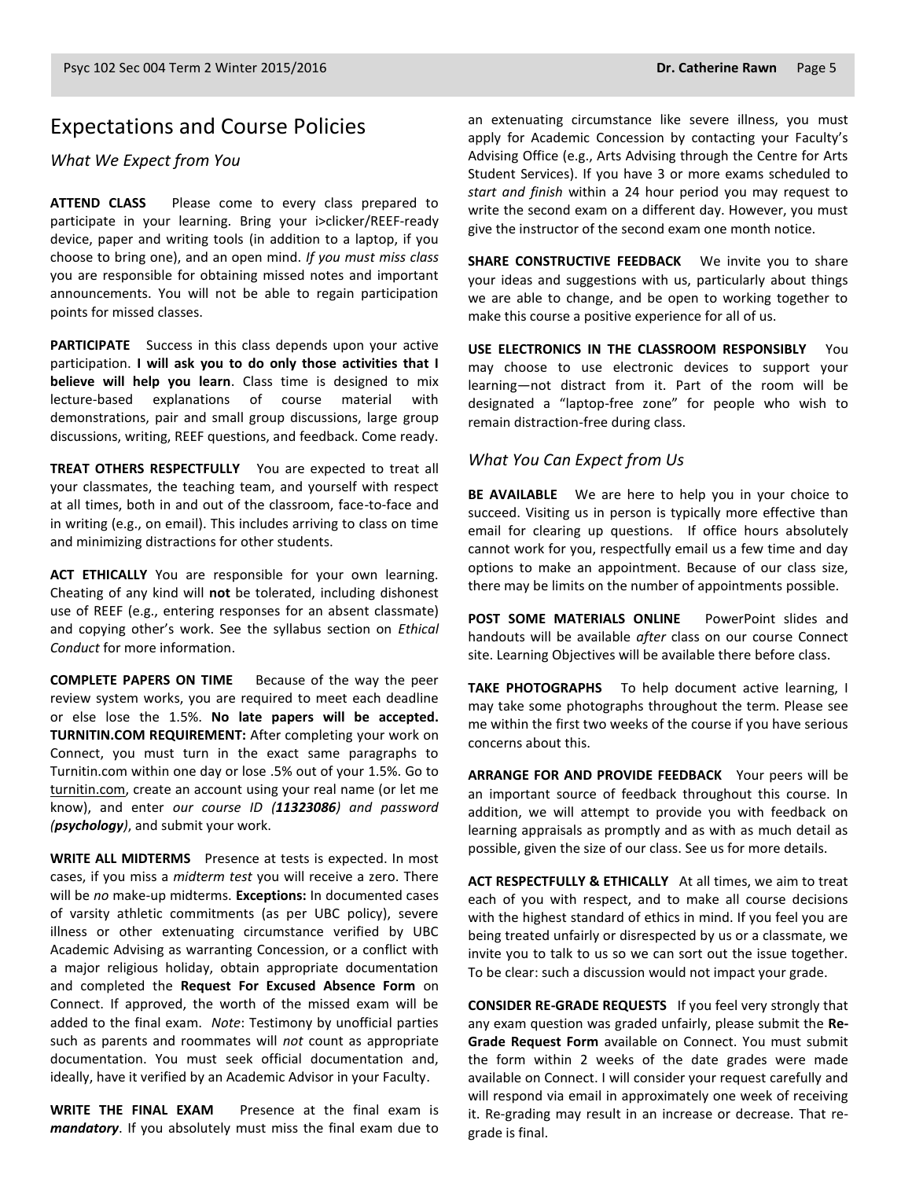## Expectations and Course Policies

### *What We Expect from You*

**ATTEND CLASS** Please come to every class prepared to participate in your learning. Bring your i>clicker/REEF-ready device, paper and writing tools (in addition to a laptop, if you choose to bring one), and an open mind. *If you must miss class* you are responsible for obtaining missed notes and important announcements. You will not be able to regain participation points for missed classes.

**PARTICIPATE** Success in this class depends upon your active participation. **I will ask you to do only those activities that I believe will help you learn**. Class time is designed to mix lecture-based explanations of course material with demonstrations, pair and small group discussions, large group discussions, writing, REEF questions, and feedback. Come ready.

**TREAT OTHERS RESPECTFULLY** You are expected to treat all your classmates, the teaching team, and yourself with respect at all times, both in and out of the classroom, face-to-face and in writing (e.g., on email). This includes arriving to class on time and minimizing distractions for other students.

**ACT ETHICALLY** You are responsible for your own learning. Cheating of any kind will **not** be tolerated, including dishonest use of REEF (e.g., entering responses for an absent classmate) and copying other's work. See the syllabus section on *Ethical Conduct* for more information.

**COMPLETE PAPERS ON TIME** Because of the way the peer review system works, you are required to meet each deadline or else lose the 1.5%. **No late papers will be accepted. TURNITIN.COM REQUIREMENT:** After completing your work on Connect, you must turn in the exact same paragraphs to Turnitin.com within one day or lose .5% out of your 1.5%. Go to turnitin.com, create an account using your real name (or let me know), and enter *our course ID (**11323086**) and password (**psychology**)*, and submit your work.

**WRITE ALL MIDTERMS** Presence at tests is expected. In most cases, if you miss a *midterm test* you will receive a zero. There will be *no* make-up midterms. **Exceptions:** In documented cases of varsity athletic commitments (as per UBC policy), severe illness or other extenuating circumstance verified by UBC Academic Advising as warranting Concession, or a conflict with a major religious holiday, obtain appropriate documentation and completed the **Request For Excused Absence Form** on Connect. If approved, the worth of the missed exam will be added to the final exam. *Note*: Testimony by unofficial parties such as parents and roommates will *not* count as appropriate documentation. You must seek official documentation and, ideally, have it verified by an Academic Advisor in your Faculty.

**WRITE THE FINAL EXAM** Presence at the final exam is ***mandatory***. If you absolutely must miss the final exam due to an extenuating circumstance like severe illness, you must apply for Academic Concession by contacting your Faculty's Advising Office (e.g., Arts Advising through the Centre for Arts Student Services). If you have 3 or more exams scheduled to *start and finish* within a 24 hour period you may request to write the second exam on a different day. However, you must give the instructor of the second exam one month notice.

**SHARE CONSTRUCTIVE FEEDBACK** We invite you to share your ideas and suggestions with us, particularly about things we are able to change, and be open to working together to make this course a positive experience for all of us.

**USE ELECTRONICS IN THE CLASSROOM RESPONSIBLY** You may choose to use electronic devices to support your learning—not distract from it. Part of the room will be designated a "laptop-free zone" for people who wish to remain distraction-free during class.

### *What You Can Expect from Us*

**BE AVAILABLE** We are here to help you in your choice to succeed. Visiting us in person is typically more effective than email for clearing up questions. If office hours absolutely cannot work for you, respectfully email us a few time and day options to make an appointment. Because of our class size, there may be limits on the number of appointments possible.

**POST SOME MATERIALS ONLINE** PowerPoint slides and handouts will be available *after* class on our course Connect site. Learning Objectives will be available there before class.

**TAKE PHOTOGRAPHS** To help document active learning, I may take some photographs throughout the term. Please see me within the first two weeks of the course if you have serious concerns about this.

**ARRANGE FOR AND PROVIDE FEEDBACK** Your peers will be an important source of feedback throughout this course. In addition, we will attempt to provide you with feedback on learning appraisals as promptly and as with as much detail as possible, given the size of our class. See us for more details.

**ACT RESPECTFULLY & ETHICALLY** At all times, we aim to treat each of you with respect, and to make all course decisions with the highest standard of ethics in mind. If you feel you are being treated unfairly or disrespected by us or a classmate, we invite you to talk to us so we can sort out the issue together. To be clear: such a discussion would not impact your grade.

**CONSIDER RE-GRADE REQUESTS** If you feel very strongly that any exam question was graded unfairly, please submit the **Re-Grade Request Form** available on Connect. You must submit the form within 2 weeks of the date grades were made available on Connect. I will consider your request carefully and will respond via email in approximately one week of receiving it. Re-grading may result in an increase or decrease. That re-grade is final.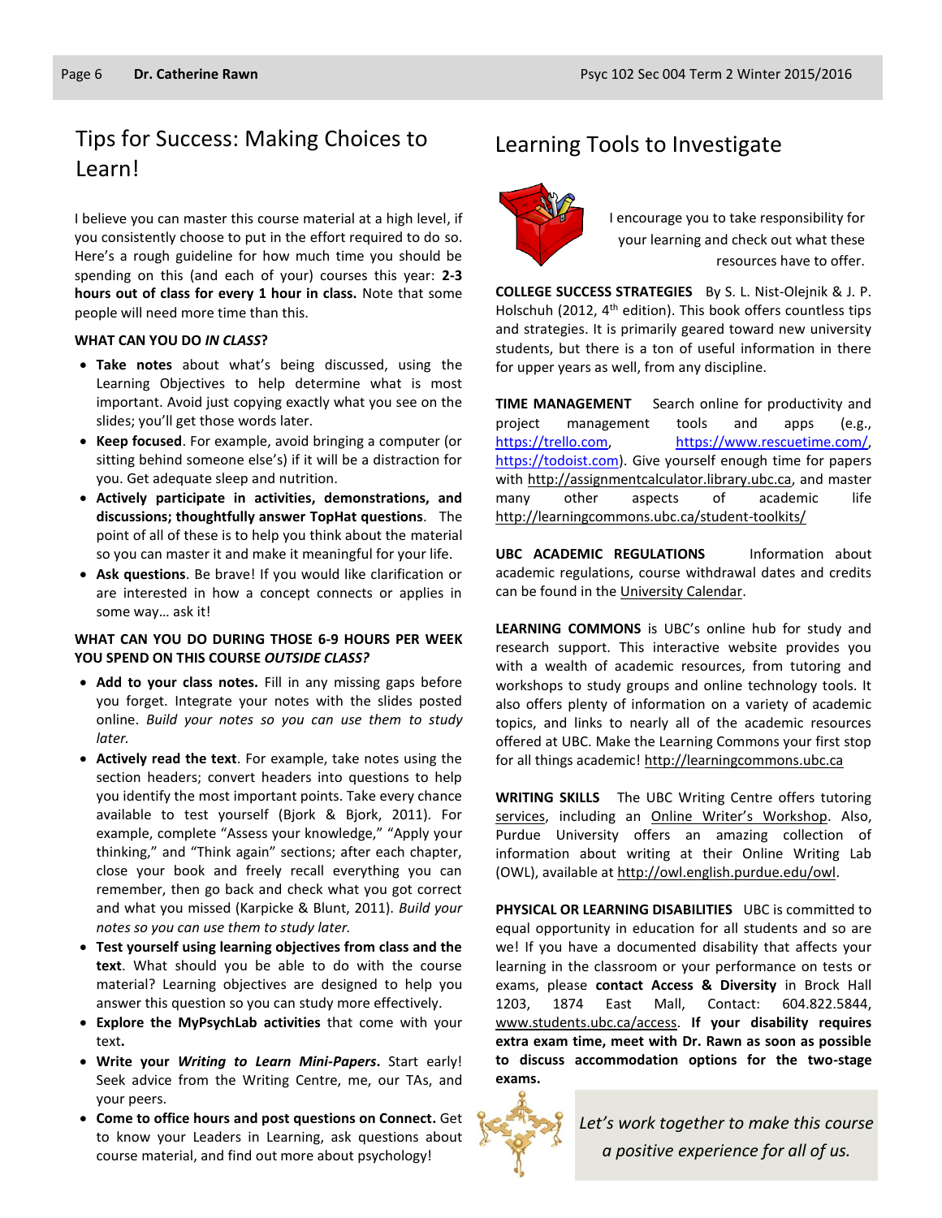## Tips for Success: Making Choices to Learn!

I believe you can master this course material at a high level, if you consistently choose to put in the effort required to do so. Here's a rough guideline for how much time you should be spending on this (and each of your) courses this year: **2-3 hours out of class for every 1 hour in class.** Note that some people will need more time than this.

**WHAT CAN YOU DO *IN CLASS*?**

- **Take notes** about what's being discussed, using the Learning Objectives to help determine what is most important. Avoid just copying exactly what you see on the slides; you'll get those words later.
- **Keep focused**. For example, avoid bringing a computer (or sitting behind someone else's) if it will be a distraction for you. Get adequate sleep and nutrition.
- **Actively participate in activities, demonstrations, and discussions; thoughtfully answer TopHat questions**. The point of all of these is to help you think about the material so you can master it and make it meaningful for your life.
- **Ask questions**. Be brave! If you would like clarification or are interested in how a concept connects or applies in some way… ask it!

**WHAT CAN YOU DO DURING THOSE 6-9 HOURS PER WEEK YOU SPEND ON THIS COURSE *OUTSIDE CLASS?***

- **Add to your class notes.** Fill in any missing gaps before you forget. Integrate your notes with the slides posted online. *Build your notes so you can use them to study later.*
- **Actively read the text**. For example, take notes using the section headers; convert headers into questions to help you identify the most important points. Take every chance available to test yourself (Bjork & Bjork, 2011). For example, complete "Assess your knowledge," "Apply your thinking," and "Think again" sections; after each chapter, close your book and freely recall everything you can remember, then go back and check what you got correct and what you missed (Karpicke & Blunt, 2011). *Build your notes so you can use them to study later.*
- **Test yourself using learning objectives from class and the text**. What should you be able to do with the course material? Learning objectives are designed to help you answer this question so you can study more effectively.
- **Explore the MyPsychLab activities** that come with your text**.**
- **Write your *Writing to Learn Mini-Papers*.** Start early! Seek advice from the Writing Centre, me, our TAs, and your peers.
- **Come to office hours and post questions on Connect.** Get to know your Leaders in Learning, ask questions about course material, and find out more about psychology!

## Learning Tools to Investigate

I encourage you to take responsibility for your learning and check out what these resources have to offer.

**COLLEGE SUCCESS STRATEGIES** By S. L. Nist-Olejnik & J. P. Holschuh (2012, 4th edition). This book offers countless tips and strategies. It is primarily geared toward new university students, but there is a ton of useful information in there for upper years as well, from any discipline.

**TIME MANAGEMENT** Search online for productivity and project management tools and apps (e.g., https://trello.com, https://www.rescuetime.com/, https://todoist.com). Give yourself enough time for papers with http://assignmentcalculator.library.ubc.ca, and master many other aspects of academic life http://learningcommons.ubc.ca/student-toolkits/

**UBC ACADEMIC REGULATIONS** Information about academic regulations, course withdrawal dates and credits can be found in the University Calendar.

**LEARNING COMMONS** is UBC's online hub for study and research support. This interactive website provides you with a wealth of academic resources, from tutoring and workshops to study groups and online technology tools. It also offers plenty of information on a variety of academic topics, and links to nearly all of the academic resources offered at UBC. Make the Learning Commons your first stop for all things academic! http://learningcommons.ubc.ca

**WRITING SKILLS** The UBC Writing Centre offers tutoring services, including an Online Writer's Workshop. Also, Purdue University offers an amazing collection of information about writing at their Online Writing Lab (OWL), available at http://owl.english.purdue.edu/owl.

**PHYSICAL OR LEARNING DISABILITIES** UBC is committed to equal opportunity in education for all students and so are we! If you have a documented disability that affects your learning in the classroom or your performance on tests or exams, please **contact Access & Diversity** in Brock Hall 1203, 1874 East Mall, Contact: 604.822.5844, www.students.ubc.ca/access. **If your disability requires extra exam time, meet with Dr. Rawn as soon as possible to discuss accommodation options for the two-stage exams.**

*Let's work together to make this course a positive experience for all of us.*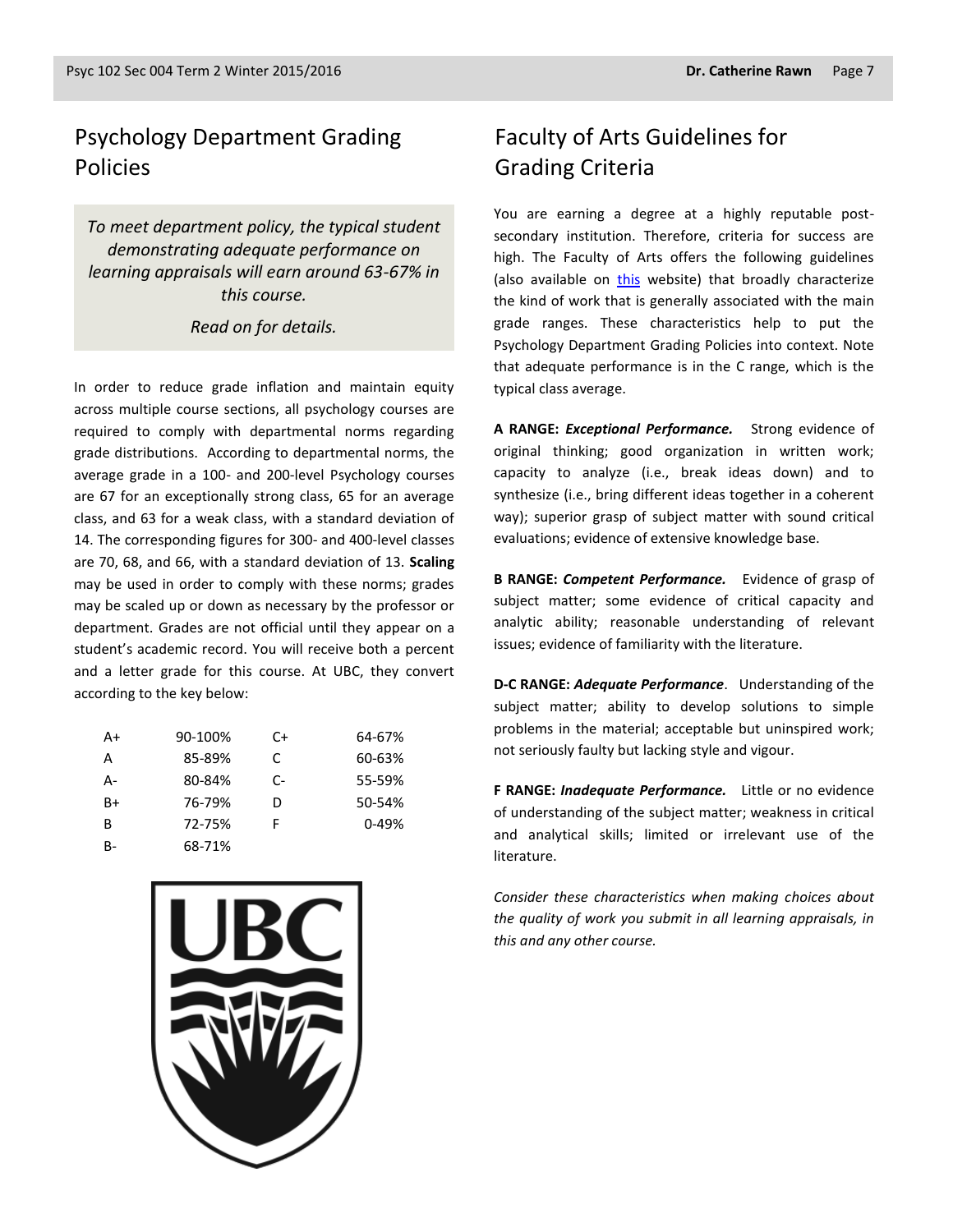## Psychology Department Grading Policies

*To meet department policy, the typical student demonstrating adequate performance on learning appraisals will earn around 63-67% in this course.*

*Read on for details.*

In order to reduce grade inflation and maintain equity across multiple course sections, all psychology courses are required to comply with departmental norms regarding grade distributions. According to departmental norms, the average grade in a 100- and 200-level Psychology courses are 67 for an exceptionally strong class, 65 for an average class, and 63 for a weak class, with a standard deviation of 14. The corresponding figures for 300- and 400-level classes are 70, 68, and 66, with a standard deviation of 13. **Scaling** may be used in order to comply with these norms; grades may be scaled up or down as necessary by the professor or department. Grades are not official until they appear on a student's academic record. You will receive both a percent and a letter grade for this course. At UBC, they convert according to the key below:

| | | | |
|---|---|---|---|
| A+ | 90-100% | C+ | 64-67% |
| A | 85-89% | C | 60-63% |
| A- | 80-84% | C- | 55-59% |
| B+ | 76-79% | D | 50-54% |
| B | 72-75% | F | 0-49% |
| B- | 68-71% | | |

## Faculty of Arts Guidelines for Grading Criteria

You are earning a degree at a highly reputable post-secondary institution. Therefore, criteria for success are high. The Faculty of Arts offers the following guidelines (also available on this website) that broadly characterize the kind of work that is generally associated with the main grade ranges. These characteristics help to put the Psychology Department Grading Policies into context. Note that adequate performance is in the C range, which is the typical class average.

**A RANGE:** ***Exceptional Performance.*** Strong evidence of original thinking; good organization in written work; capacity to analyze (i.e., break ideas down) and to synthesize (i.e., bring different ideas together in a coherent way); superior grasp of subject matter with sound critical evaluations; evidence of extensive knowledge base.

**B RANGE:** ***Competent Performance.*** Evidence of grasp of subject matter; some evidence of critical capacity and analytic ability; reasonable understanding of relevant issues; evidence of familiarity with the literature.

**D-C RANGE:** ***Adequate Performance***. Understanding of the subject matter; ability to develop solutions to simple problems in the material; acceptable but uninspired work; not seriously faulty but lacking style and vigour.

**F RANGE:** ***Inadequate Performance.*** Little or no evidence of understanding of the subject matter; weakness in critical and analytical skills; limited or irrelevant use of the literature.

*Consider these characteristics when making choices about the quality of work you submit in all learning appraisals, in this and any other course.*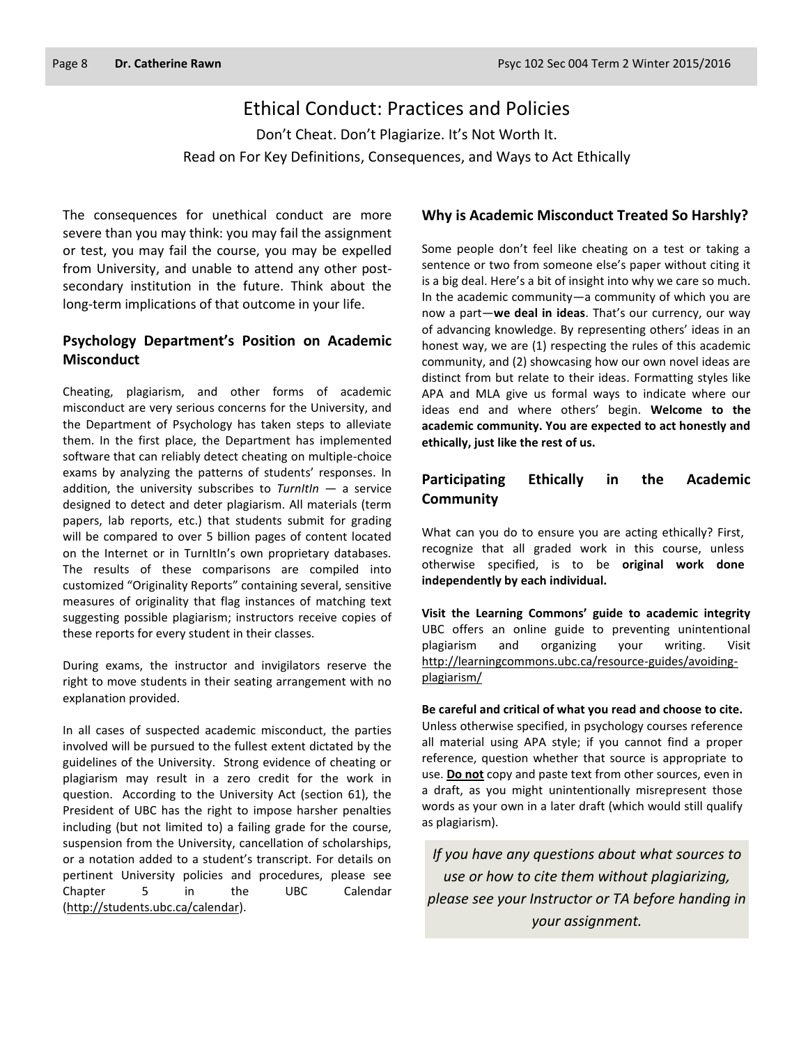# Ethical Conduct: Practices and Policies

Don't Cheat. Don't Plagiarize. It's Not Worth It.

Read on For Key Definitions, Consequences, and Ways to Act Ethically

The consequences for unethical conduct are more severe than you may think: you may fail the assignment or test, you may fail the course, you may be expelled from University, and unable to attend any other post-secondary institution in the future. Think about the long-term implications of that outcome in your life.

## Psychology Department's Position on Academic Misconduct

Cheating, plagiarism, and other forms of academic misconduct are very serious concerns for the University, and the Department of Psychology has taken steps to alleviate them. In the first place, the Department has implemented software that can reliably detect cheating on multiple-choice exams by analyzing the patterns of students' responses. In addition, the university subscribes to *TurnItIn* — a service designed to detect and deter plagiarism. All materials (term papers, lab reports, etc.) that students submit for grading will be compared to over 5 billion pages of content located on the Internet or in TurnItIn's own proprietary databases. The results of these comparisons are compiled into customized "Originality Reports" containing several, sensitive measures of originality that flag instances of matching text suggesting possible plagiarism; instructors receive copies of these reports for every student in their classes.

During exams, the instructor and invigilators reserve the right to move students in their seating arrangement with no explanation provided.

In all cases of suspected academic misconduct, the parties involved will be pursued to the fullest extent dictated by the guidelines of the University. Strong evidence of cheating or plagiarism may result in a zero credit for the work in question. According to the University Act (section 61), the President of UBC has the right to impose harsher penalties including (but not limited to) a failing grade for the course, suspension from the University, cancellation of scholarships, or a notation added to a student's transcript. For details on pertinent University policies and procedures, please see Chapter 5 in the UBC Calendar (http://students.ubc.ca/calendar).

## Why is Academic Misconduct Treated So Harshly?

Some people don't feel like cheating on a test or taking a sentence or two from someone else's paper without citing it is a big deal. Here's a bit of insight into why we care so much. In the academic community—a community of which you are now a part—**we deal in ideas**. That's our currency, our way of advancing knowledge. By representing others' ideas in an honest way, we are (1) respecting the rules of this academic community, and (2) showcasing how our own novel ideas are distinct from but relate to their ideas. Formatting styles like APA and MLA give us formal ways to indicate where our ideas end and where others' begin. **Welcome to the academic community. You are expected to act honestly and ethically, just like the rest of us.**

## Participating Ethically in the Academic Community

What can you do to ensure you are acting ethically? First, recognize that all graded work in this course, unless otherwise specified, is to be **original work done independently by each individual.**

**Visit the Learning Commons' guide to academic integrity** UBC offers an online guide to preventing unintentional plagiarism and organizing your writing. Visit http://learningcommons.ubc.ca/resource-guides/avoiding-plagiarism/

**Be careful and critical of what you read and choose to cite.** Unless otherwise specified, in psychology courses reference all material using APA style; if you cannot find a proper reference, question whether that source is appropriate to use. **Do not** copy and paste text from other sources, even in a draft, as you might unintentionally misrepresent those words as your own in a later draft (which would still qualify as plagiarism).

*If you have any questions about what sources to use or how to cite them without plagiarizing, please see your Instructor or TA before handing in your assignment.*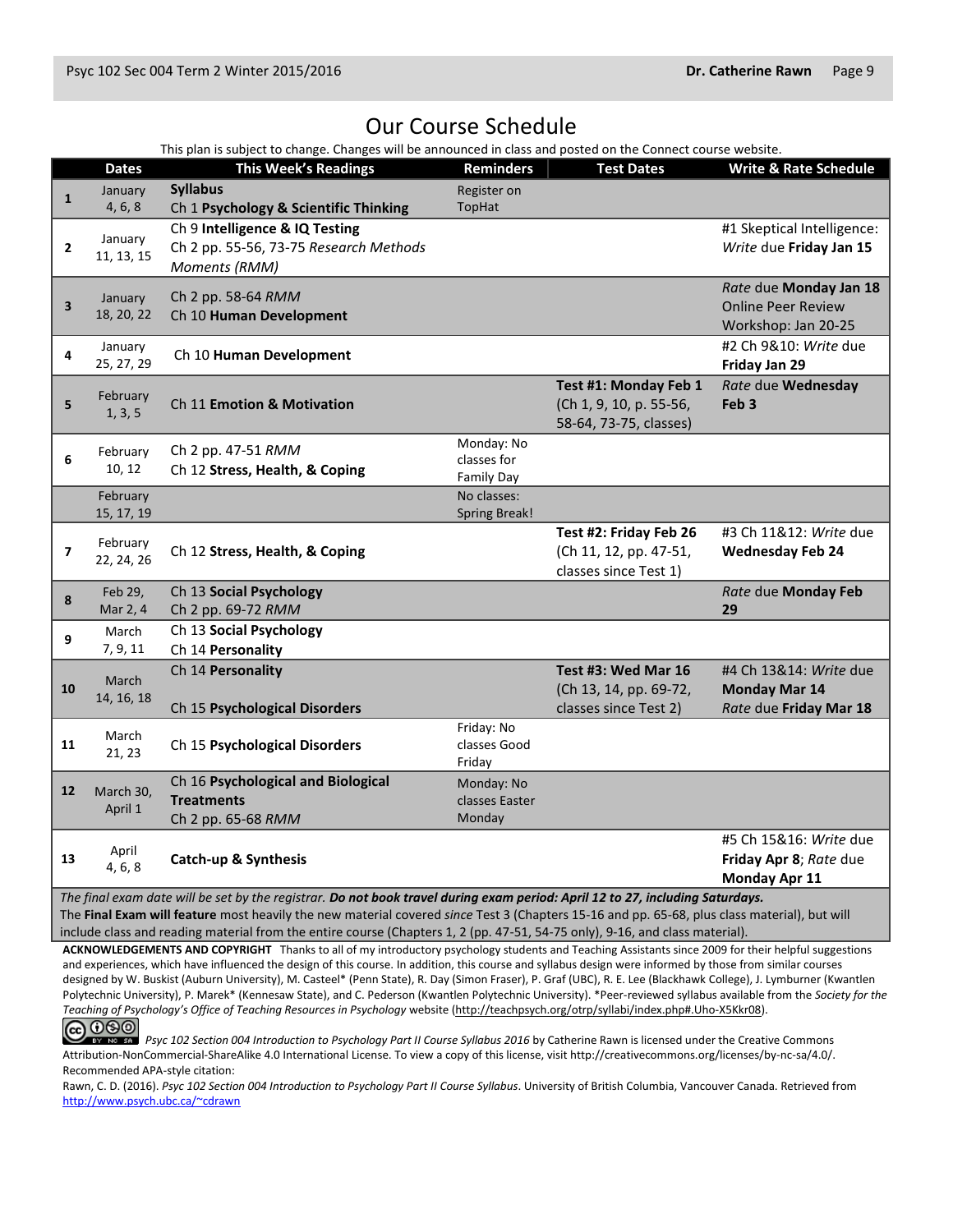# Our Course Schedule

This plan is subject to change. Changes will be announced in class and posted on the Connect course website.

| | Dates | This Week's Readings | Reminders | Test Dates | Write & Rate Schedule |
|---|---|---|---|---|---|
| 1 | January 4, 6, 8 | **Syllabus**<br>Ch 1 **Psychology & Scientific Thinking** | Register on TopHat | | |
| 2 | January 11, 13, 15 | Ch 9 **Intelligence & IQ Testing**<br>Ch 2 pp. 55-56, 73-75 *Research Methods Moments (RMM)* | | | #1 Skeptical Intelligence: *Write* due **Friday Jan 15** |
| 3 | January 18, 20, 22 | Ch 2 pp. 58-64 *RMM*<br>Ch 10 **Human Development** | | | *Rate* due **Monday Jan 18**<br>Online Peer Review Workshop: Jan 20-25 |
| 4 | January 25, 27, 29 | Ch 10 **Human Development** | | | #2 Ch 9&10: *Write* due **Friday Jan 29** |
| 5 | February 1, 3, 5 | Ch 11 **Emotion & Motivation** | | **Test #1: Monday Feb 1** (Ch 1, 9, 10, p. 55-56, 58-64, 73-75, classes) | *Rate* due **Wednesday Feb 3** |
| 6 | February 10, 12 | Ch 2 pp. 47-51 *RMM*<br>Ch 12 **Stress, Health, & Coping** | Monday: No classes for Family Day | | |
| | February 15, 17, 19 | | No classes: Spring Break! | | |
| 7 | February 22, 24, 26 | Ch 12 **Stress, Health, & Coping** | | **Test #2: Friday Feb 26** (Ch 11, 12, pp. 47-51, classes since Test 1) | #3 Ch 11&12: *Write* due **Wednesday Feb 24** |
| 8 | Feb 29, Mar 2, 4 | Ch 13 **Social Psychology**<br>Ch 2 pp. 69-72 *RMM* | | | *Rate* due **Monday Feb 29** |
| 9 | March 7, 9, 11 | Ch 13 **Social Psychology**<br>Ch 14 **Personality** | | | |
| 10 | March 14, 16, 18 | Ch 14 **Personality**<br>Ch 15 **Psychological Disorders** | | **Test #3: Wed Mar 16** (Ch 13, 14, pp. 69-72, classes since Test 2) | #4 Ch 13&14: *Write* due **Monday Mar 14**<br>*Rate* due **Friday Mar 18** |
| 11 | March 21, 23 | Ch 15 **Psychological Disorders** | Friday: No classes Good Friday | | |
| 12 | March 30, April 1 | Ch 16 **Psychological and Biological Treatments**<br>Ch 2 pp. 65-68 *RMM* | Monday: No classes Easter Monday | | |
| 13 | April 4, 6, 8 | **Catch-up & Synthesis** | | | #5 Ch 15&16: *Write* due **Friday Apr 8**; *Rate* due **Monday Apr 11** |

*The final exam date will be set by the registrar.* ***Do not book travel during exam period: April 12 to 27, including Saturdays.***
The **Final Exam will feature** most heavily the new material covered *since* Test 3 (Chapters 15-16 and pp. 65-68, plus class material), but will include class and reading material from the entire course (Chapters 1, 2 (pp. 47-51, 54-75 only), 9-16, and class material).

**ACKNOWLEDGEMENTS AND COPYRIGHT** Thanks to all of my introductory psychology students and Teaching Assistants since 2009 for their helpful suggestions and experiences, which have influenced the design of this course. In addition, this course and syllabus design were informed by those from similar courses designed by W. Buskist (Auburn University), M. Casteel* (Penn State), R. Day (Simon Fraser), P. Graf (UBC), R. E. Lee (Blackhawk College), J. Lymburner (Kwantlen Polytechnic University), P. Marek* (Kennesaw State), and C. Pederson (Kwantlen Polytechnic University). *Peer-reviewed syllabus available from the *Society for the Teaching of Psychology's Office of Teaching Resources in Psychology* website (http://teachpsych.org/otrp/syllabi/index.php#.Uho-X5Kkr08).

*Psyc 102 Section 004 Introduction to Psychology Part II Course Syllabus 2016* by Catherine Rawn is licensed under the Creative Commons Attribution-NonCommercial-ShareAlike 4.0 International License. To view a copy of this license, visit http://creativecommons.org/licenses/by-nc-sa/4.0/.

Recommended APA-style citation:

Rawn, C. D. (2016). *Psyc 102 Section 004 Introduction to Psychology Part II Course Syllabus*. University of British Columbia, Vancouver Canada. Retrieved from http://www.psych.ubc.ca/~cdrawn